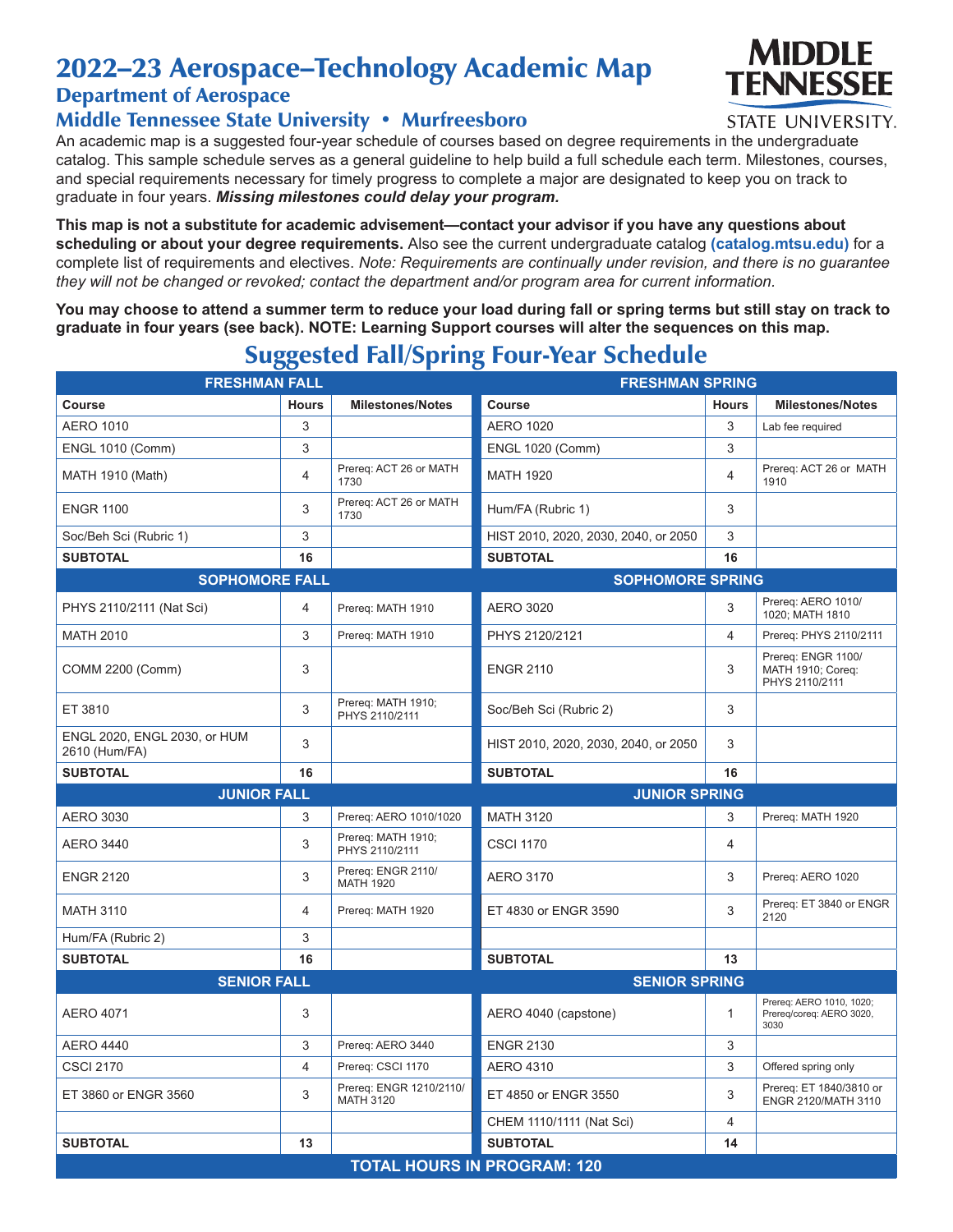# 2022–23 Aerospace–Technology Academic Map

## Department of Aerospace

## Middle Tennessee State University • Murfreesboro

An academic map is a suggested four-year schedule of courses based on degree requirements in the undergraduate catalog. This sample schedule serves as a general guideline to help build a full schedule each term. Milestones, courses, and special requirements necessary for timely progress to complete a major are designated to keep you on track to graduate in four years. ***Missing milestones could delay your program.***

**This map is not a substitute for academic advisement—contact your advisor if you have any questions about scheduling or about your degree requirements.** Also see the current undergraduate catalog **(catalog.mtsu.edu)** for a complete list of requirements and electives. *Note: Requirements are continually under revision, and there is no guarantee they will not be changed or revoked; contact the department and/or program area for current information.*

**You may choose to attend a summer term to reduce your load during fall or spring terms but still stay on track to graduate in four years (see back). NOTE: Learning Support courses will alter the sequences on this map.**

## Suggested Fall/Spring Four-Year Schedule

| FRESHMAN FALL | | | FRESHMAN SPRING | | |
|---|---|---|---|---|---|
| **Course** | **Hours** | **Milestones/Notes** | **Course** | **Hours** | **Milestones/Notes** |
| AERO 1010 | 3 | | AERO 1020 | 3 | Lab fee required |
| ENGL 1010 (Comm) | 3 | | ENGL 1020 (Comm) | 3 | |
| MATH 1910 (Math) | 4 | Prereq: ACT 26 or MATH 1730 | MATH 1920 | 4 | Prereq: ACT 26 or MATH 1910 |
| ENGR 1100 | 3 | Prereq: ACT 26 or MATH 1730 | Hum/FA (Rubric 1) | 3 | |
| Soc/Beh Sci (Rubric 1) | 3 | | HIST 2010, 2020, 2030, 2040, or 2050 | 3 | |
| **SUBTOTAL** | **16** | | **SUBTOTAL** | **16** | |
| **SOPHOMORE FALL** | | | **SOPHOMORE SPRING** | | |
| PHYS 2110/2111 (Nat Sci) | 4 | Prereq: MATH 1910 | AERO 3020 | 3 | Prereq: AERO 1010/1020; MATH 1810 |
| MATH 2010 | 3 | Prereq: MATH 1910 | PHYS 2120/2121 | 4 | Prereq: PHYS 2110/2111 |
| COMM 2200 (Comm) | 3 | | ENGR 2110 | 3 | Prereq: ENGR 1100/MATH 1910; Coreq: PHYS 2110/2111 |
| ET 3810 | 3 | Prereq: MATH 1910; PHYS 2110/2111 | Soc/Beh Sci (Rubric 2) | 3 | |
| ENGL 2020, ENGL 2030, or HUM 2610 (Hum/FA) | 3 | | HIST 2010, 2020, 2030, 2040, or 2050 | 3 | |
| **SUBTOTAL** | **16** | | **SUBTOTAL** | **16** | |
| **JUNIOR FALL** | | | **JUNIOR SPRING** | | |
| AERO 3030 | 3 | Prereq: AERO 1010/1020 | MATH 3120 | 3 | Prereq: MATH 1920 |
| AERO 3440 | 3 | Prereq: MATH 1910; PHYS 2110/2111 | CSCI 1170 | 4 | |
| ENGR 2120 | 3 | Prereq: ENGR 2110/MATH 1920 | AERO 3170 | 3 | Prereq: AERO 1020 |
| MATH 3110 | 4 | Prereq: MATH 1920 | ET 4830 or ENGR 3590 | 3 | Prereq: ET 3840 or ENGR 2120 |
| Hum/FA (Rubric 2) | 3 | | | | |
| **SUBTOTAL** | **16** | | **SUBTOTAL** | **13** | |
| **SENIOR FALL** | | | **SENIOR SPRING** | | |
| AERO 4071 | 3 | | AERO 4040 (capstone) | 1 | Prereq: AERO 1010, 1020; Prereq/coreq: AERO 3020, 3030 |
| AERO 4440 | 3 | Prereq: AERO 3440 | ENGR 2130 | 3 | |
| CSCI 2170 | 4 | Prereq: CSCI 1170 | AERO 4310 | 3 | Offered spring only |
| ET 3860 or ENGR 3560 | 3 | Prereq: ENGR 1210/2110/MATH 3120 | ET 4850 or ENGR 3550 | 3 | Prereq: ET 1840/3810 or ENGR 2120/MATH 3110 |
| | | | CHEM 1110/1111 (Nat Sci) | 4 | |
| **SUBTOTAL** | **13** | | **SUBTOTAL** | **14** | |
| **TOTAL HOURS IN PROGRAM: 120** | | | | | |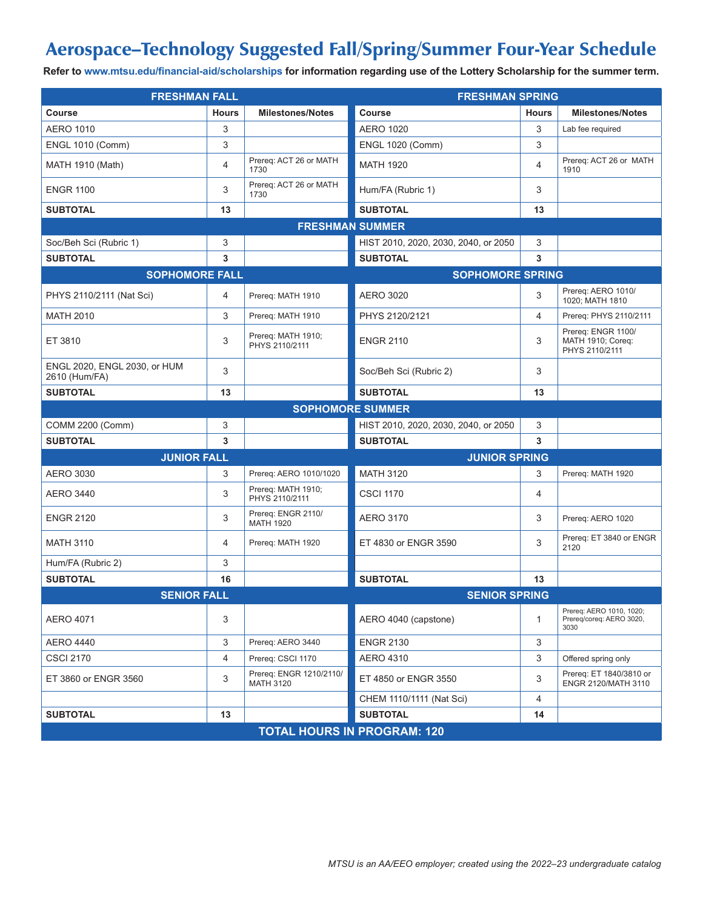# Aerospace–Technology Suggested Fall/Spring/Summer Four-Year Schedule

**Refer to www.mtsu.edu/financial-aid/scholarships for information regarding use of the Lottery Scholarship for the summer term.**

| FRESHMAN FALL | | | FRESHMAN SPRING | | |
|---|---|---|---|---|---|
| **Course** | **Hours** | **Milestones/Notes** | **Course** | **Hours** | **Milestones/Notes** |
| AERO 1010 | 3 | | AERO 1020 | 3 | Lab fee required |
| ENGL 1010 (Comm) | 3 | | ENGL 1020 (Comm) | 3 | |
| MATH 1910 (Math) | 4 | Prereq: ACT 26 or MATH 1730 | MATH 1920 | 4 | Prereq: ACT 26 or MATH 1910 |
| ENGR 1100 | 3 | Prereq: ACT 26 or MATH 1730 | Hum/FA (Rubric 1) | 3 | |
| **SUBTOTAL** | **13** | | **SUBTOTAL** | **13** | |
| **FRESHMAN SUMMER** | | | | | |
| Soc/Beh Sci (Rubric 1) | 3 | | HIST 2010, 2020, 2030, 2040, or 2050 | 3 | |
| **SUBTOTAL** | **3** | | **SUBTOTAL** | **3** | |
| **SOPHOMORE FALL** | | | **SOPHOMORE SPRING** | | |
| PHYS 2110/2111 (Nat Sci) | 4 | Prereq: MATH 1910 | AERO 3020 | 3 | Prereq: AERO 1010/1020; MATH 1810 |
| MATH 2010 | 3 | Prereq: MATH 1910 | PHYS 2120/2121 | 4 | Prereq: PHYS 2110/2111 |
| ET 3810 | 3 | Prereq: MATH 1910; PHYS 2110/2111 | ENGR 2110 | 3 | Prereq: ENGR 1100/MATH 1910; Coreq: PHYS 2110/2111 |
| ENGL 2020, ENGL 2030, or HUM 2610 (Hum/FA) | 3 | | Soc/Beh Sci (Rubric 2) | 3 | |
| **SUBTOTAL** | **13** | | **SUBTOTAL** | **13** | |
| **SOPHOMORE SUMMER** | | | | | |
| COMM 2200 (Comm) | 3 | | HIST 2010, 2020, 2030, 2040, or 2050 | 3 | |
| **SUBTOTAL** | **3** | | **SUBTOTAL** | **3** | |
| **JUNIOR FALL** | | | **JUNIOR SPRING** | | |
| AERO 3030 | 3 | Prereq: AERO 1010/1020 | MATH 3120 | 3 | Prereq: MATH 1920 |
| AERO 3440 | 3 | Prereq: MATH 1910; PHYS 2110/2111 | CSCI 1170 | 4 | |
| ENGR 2120 | 3 | Prereq: ENGR 2110/MATH 1920 | AERO 3170 | 3 | Prereq: AERO 1020 |
| MATH 3110 | 4 | Prereq: MATH 1920 | ET 4830 or ENGR 3590 | 3 | Prereq: ET 3840 or ENGR 2120 |
| Hum/FA (Rubric 2) | 3 | | | | |
| **SUBTOTAL** | **16** | | **SUBTOTAL** | **13** | |
| **SENIOR FALL** | | | **SENIOR SPRING** | | |
| AERO 4071 | 3 | | AERO 4040 (capstone) | 1 | Prereq: AERO 1010, 1020; Prereq/coreq: AERO 3020, 3030 |
| AERO 4440 | 3 | Prereq: AERO 3440 | ENGR 2130 | 3 | |
| CSCI 2170 | 4 | Prereq: CSCI 1170 | AERO 4310 | 3 | Offered spring only |
| ET 3860 or ENGR 3560 | 3 | Prereq: ENGR 1210/2110/MATH 3120 | ET 4850 or ENGR 3550 | 3 | Prereq: ET 1840/3810 or ENGR 2120/MATH 3110 |
| | | | CHEM 1110/1111 (Nat Sci) | 4 | |
| **SUBTOTAL** | **13** | | **SUBTOTAL** | **14** | |
| **TOTAL HOURS IN PROGRAM: 120** | | | | | |

*MTSU is an AA/EEO employer; created using the 2022–23 undergraduate catalog*